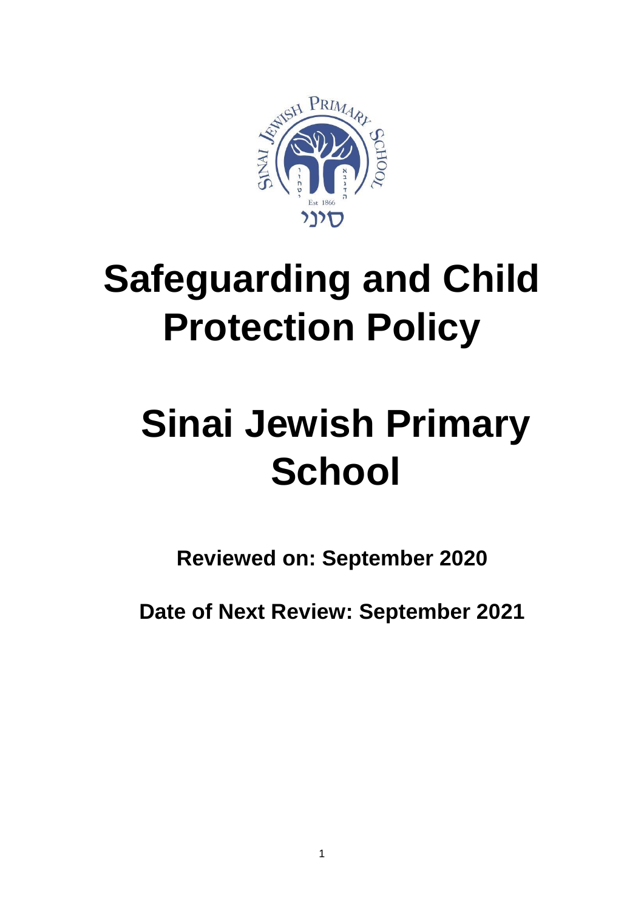# Safeguarding and Child Protection Policy

# Sinai Jewish Primary School

**Reviewed on: September 2020**

**Date of Next Review: September 2021**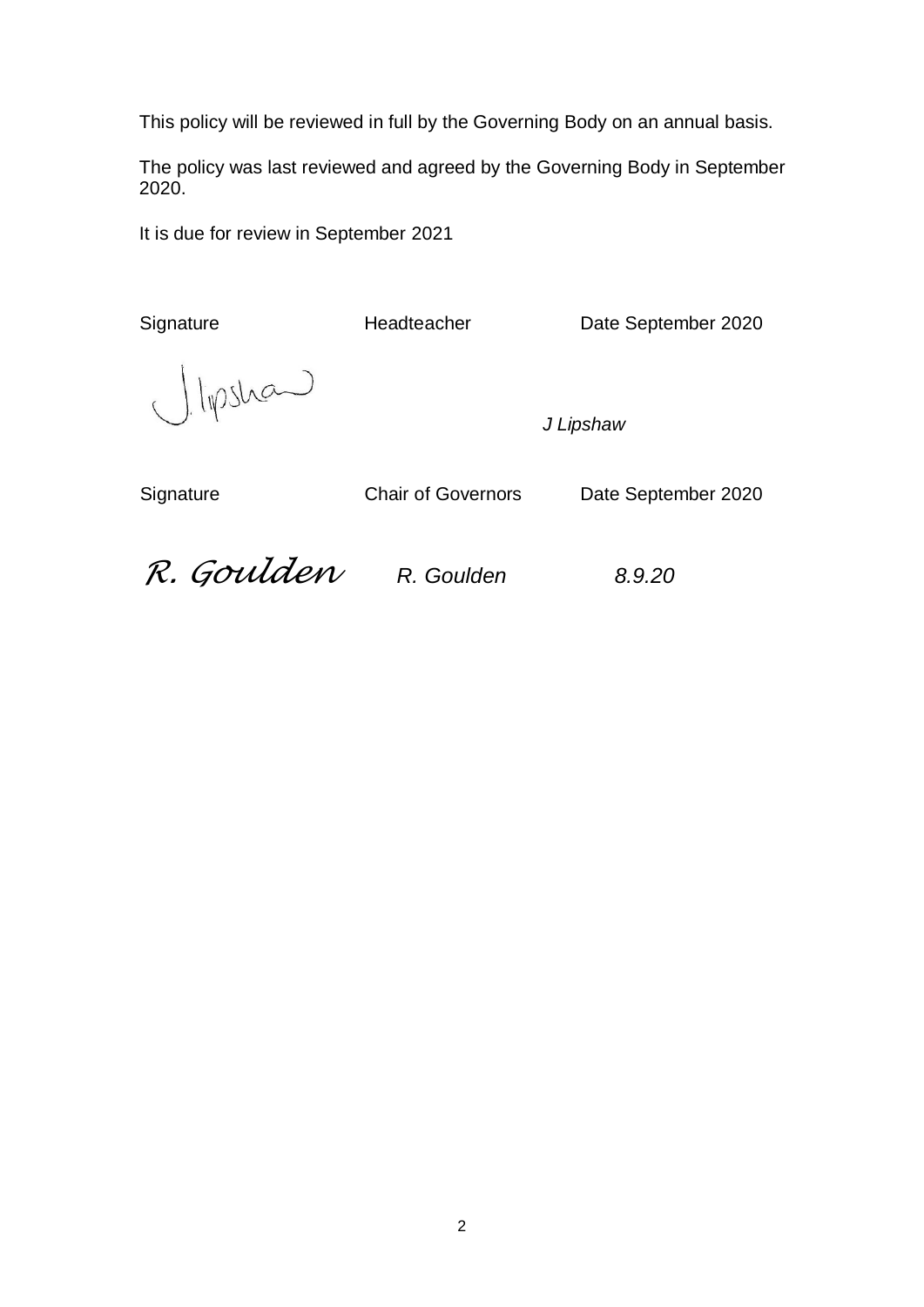This policy will be reviewed in full by the Governing Body on an annual basis.

The policy was last reviewed and agreed by the Governing Body in September 2020.

It is due for review in September 2021

| Signature | Headteacher | Date September 2020 |
|---|---|---|
| J. Lipshaw | | *J Lipshaw* |
| Signature | Chair of Governors | Date September 2020 |
| *R. Goulden* | *R. Goulden* | *8.9.20* |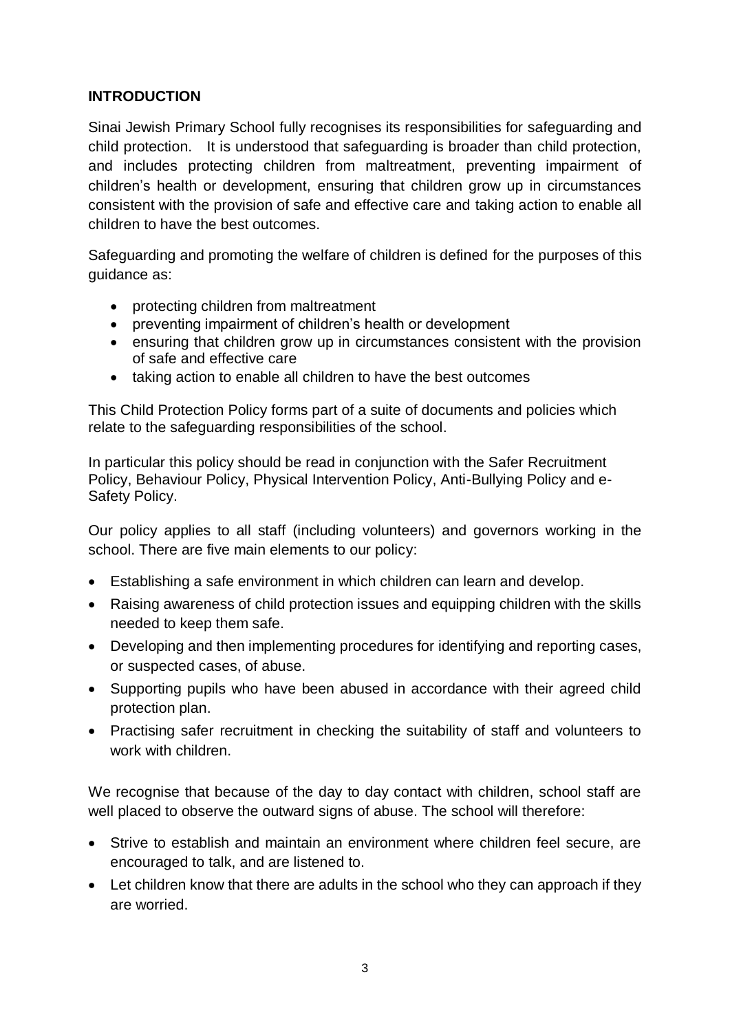## INTRODUCTION

Sinai Jewish Primary School fully recognises its responsibilities for safeguarding and child protection. It is understood that safeguarding is broader than child protection, and includes protecting children from maltreatment, preventing impairment of children's health or development, ensuring that children grow up in circumstances consistent with the provision of safe and effective care and taking action to enable all children to have the best outcomes.

Safeguarding and promoting the welfare of children is defined for the purposes of this guidance as:

- protecting children from maltreatment
- preventing impairment of children's health or development
- ensuring that children grow up in circumstances consistent with the provision of safe and effective care
- taking action to enable all children to have the best outcomes

This Child Protection Policy forms part of a suite of documents and policies which relate to the safeguarding responsibilities of the school.

In particular this policy should be read in conjunction with the Safer Recruitment Policy, Behaviour Policy, Physical Intervention Policy, Anti-Bullying Policy and e-Safety Policy.

Our policy applies to all staff (including volunteers) and governors working in the school. There are five main elements to our policy:

- Establishing a safe environment in which children can learn and develop.
- Raising awareness of child protection issues and equipping children with the skills needed to keep them safe.
- Developing and then implementing procedures for identifying and reporting cases, or suspected cases, of abuse.
- Supporting pupils who have been abused in accordance with their agreed child protection plan.
- Practising safer recruitment in checking the suitability of staff and volunteers to work with children.

We recognise that because of the day to day contact with children, school staff are well placed to observe the outward signs of abuse. The school will therefore:

- Strive to establish and maintain an environment where children feel secure, are encouraged to talk, and are listened to.
- Let children know that there are adults in the school who they can approach if they are worried.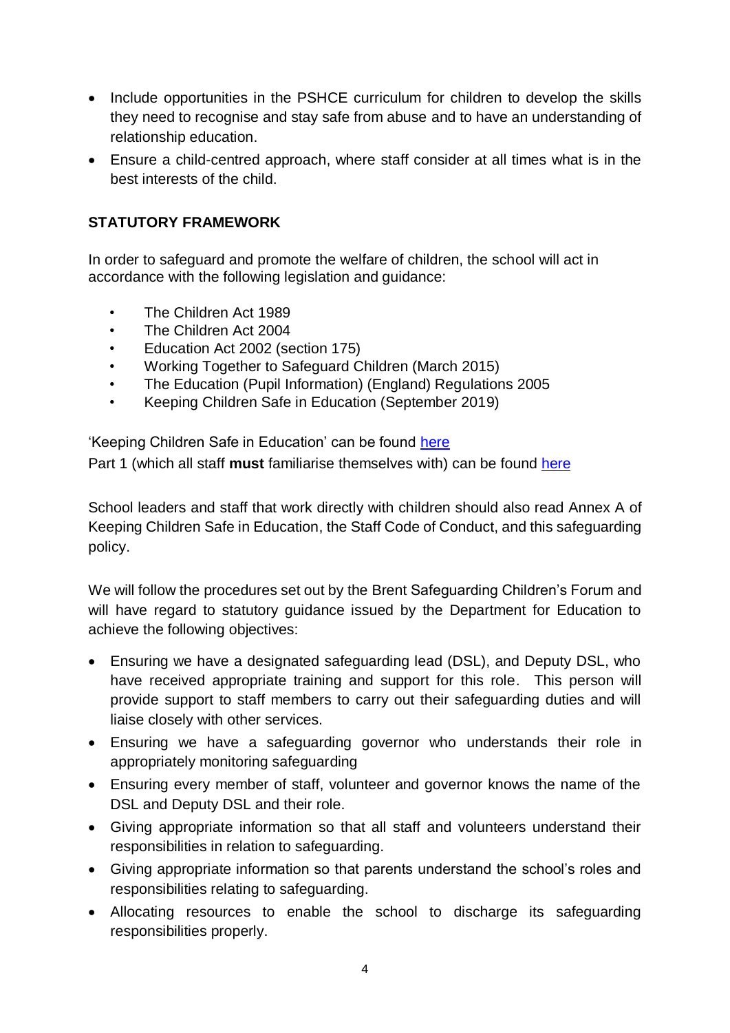- Include opportunities in the PSHCE curriculum for children to develop the skills they need to recognise and stay safe from abuse and to have an understanding of relationship education.
- Ensure a child-centred approach, where staff consider at all times what is in the best interests of the child.

## STATUTORY FRAMEWORK

In order to safeguard and promote the welfare of children, the school will act in accordance with the following legislation and guidance:

- The Children Act 1989
- The Children Act 2004
- Education Act 2002 (section 175)
- Working Together to Safeguard Children (March 2015)
- The Education (Pupil Information) (England) Regulations 2005
- Keeping Children Safe in Education (September 2019)

'Keeping Children Safe in Education' can be found here
Part 1 (which all staff **must** familiarise themselves with) can be found here

School leaders and staff that work directly with children should also read Annex A of Keeping Children Safe in Education, the Staff Code of Conduct, and this safeguarding policy.

We will follow the procedures set out by the Brent Safeguarding Children's Forum and will have regard to statutory guidance issued by the Department for Education to achieve the following objectives:

- Ensuring we have a designated safeguarding lead (DSL), and Deputy DSL, who have received appropriate training and support for this role. This person will provide support to staff members to carry out their safeguarding duties and will liaise closely with other services.
- Ensuring we have a safeguarding governor who understands their role in appropriately monitoring safeguarding
- Ensuring every member of staff, volunteer and governor knows the name of the DSL and Deputy DSL and their role.
- Giving appropriate information so that all staff and volunteers understand their responsibilities in relation to safeguarding.
- Giving appropriate information so that parents understand the school's roles and responsibilities relating to safeguarding.
- Allocating resources to enable the school to discharge its safeguarding responsibilities properly.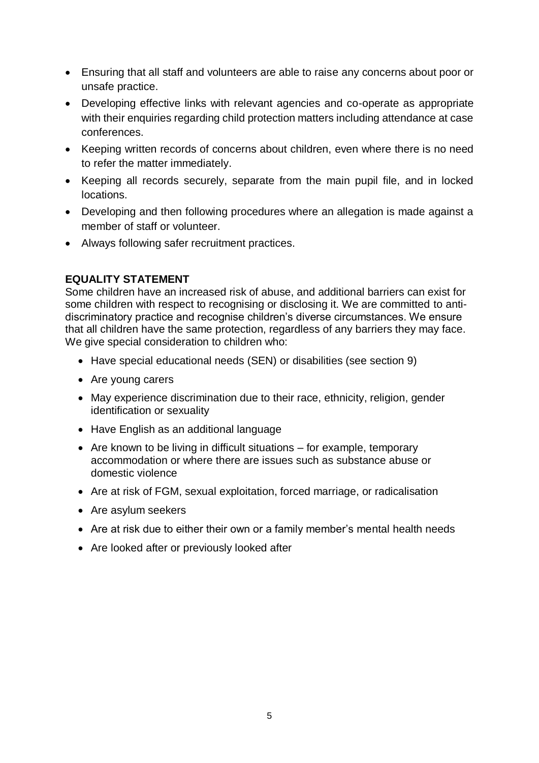- Ensuring that all staff and volunteers are able to raise any concerns about poor or unsafe practice.
- Developing effective links with relevant agencies and co-operate as appropriate with their enquiries regarding child protection matters including attendance at case conferences.
- Keeping written records of concerns about children, even where there is no need to refer the matter immediately.
- Keeping all records securely, separate from the main pupil file, and in locked locations.
- Developing and then following procedures where an allegation is made against a member of staff or volunteer.
- Always following safer recruitment practices.

**EQUALITY STATEMENT**

Some children have an increased risk of abuse, and additional barriers can exist for some children with respect to recognising or disclosing it. We are committed to anti-discriminatory practice and recognise children's diverse circumstances. We ensure that all children have the same protection, regardless of any barriers they may face. We give special consideration to children who:

- Have special educational needs (SEN) or disabilities (see section 9)
- Are young carers
- May experience discrimination due to their race, ethnicity, religion, gender identification or sexuality
- Have English as an additional language
- Are known to be living in difficult situations – for example, temporary accommodation or where there are issues such as substance abuse or domestic violence
- Are at risk of FGM, sexual exploitation, forced marriage, or radicalisation
- Are asylum seekers
- Are at risk due to either their own or a family member's mental health needs
- Are looked after or previously looked after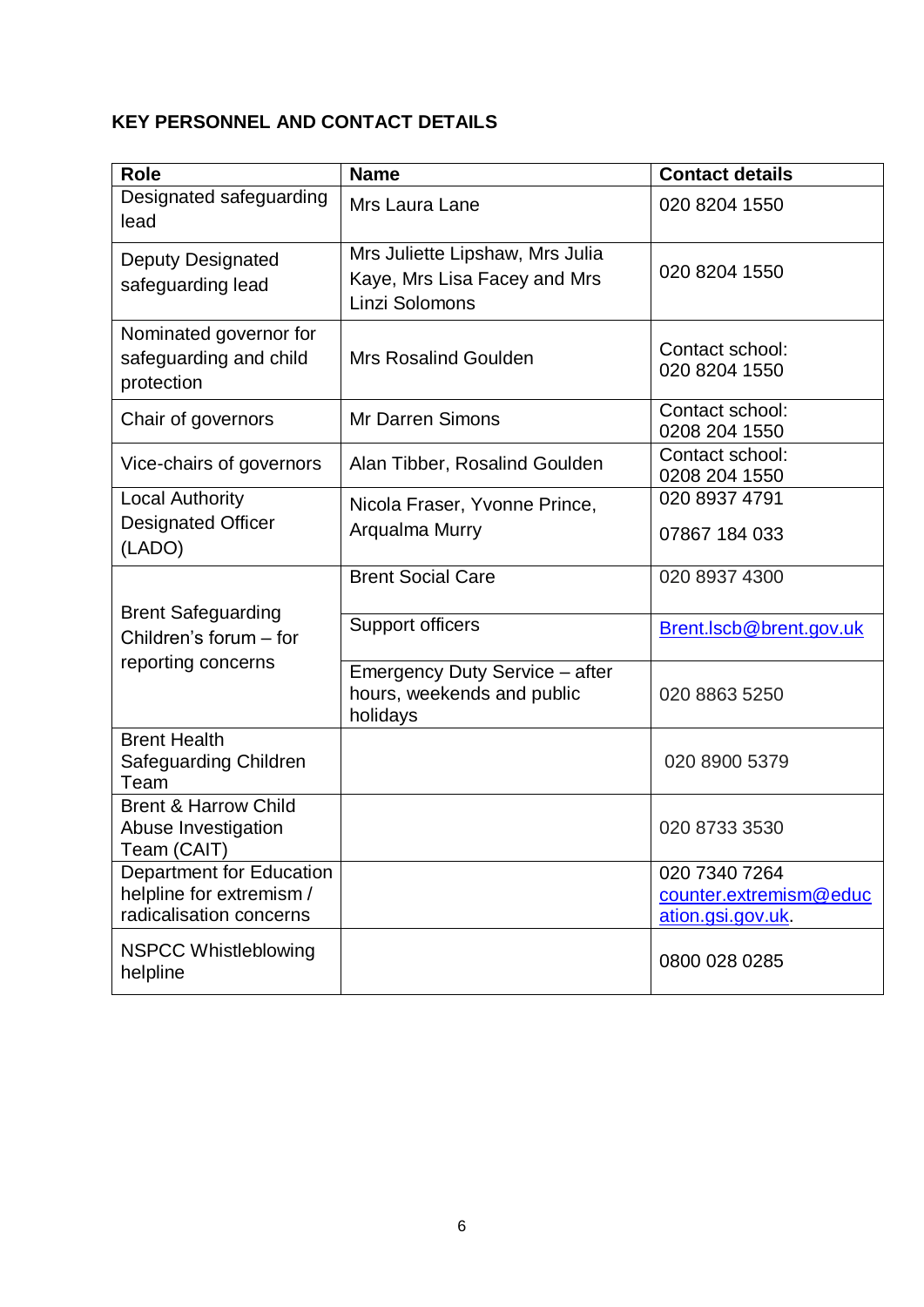**KEY PERSONNEL AND CONTACT DETAILS**

| Role | Name | Contact details |
|---|---|---|
| Designated safeguarding lead | Mrs Laura Lane | 020 8204 1550 |
| Deputy Designated safeguarding lead | Mrs Juliette Lipshaw, Mrs Julia Kaye, Mrs Lisa Facey and Mrs Linzi Solomons | 020 8204 1550 |
| Nominated governor for safeguarding and child protection | Mrs Rosalind Goulden | Contact school: 020 8204 1550 |
| Chair of governors | Mr Darren Simons | Contact school: 0208 204 1550 |
| Vice-chairs of governors | Alan Tibber, Rosalind Goulden | Contact school: 0208 204 1550 |
| Local Authority Designated Officer (LADO) | Nicola Fraser, Yvonne Prince, Arqualma Murry | 020 8937 4791<br>07867 184 033 |
| Brent Safeguarding Children's forum – for reporting concerns | Brent Social Care | 020 8937 4300 |
| | Support officers | Brent.lscb@brent.gov.uk |
| | Emergency Duty Service – after hours, weekends and public holidays | 020 8863 5250 |
| Brent Health Safeguarding Children Team | | 020 8900 5379 |
| Brent & Harrow Child Abuse Investigation Team (CAIT) | | 020 8733 3530 |
| Department for Education helpline for extremism / radicalisation concerns | | 020 7340 7264<br>counter.extremism@education.gsi.gov.uk. |
| NSPCC Whistleblowing helpline | | 0800 028 0285 |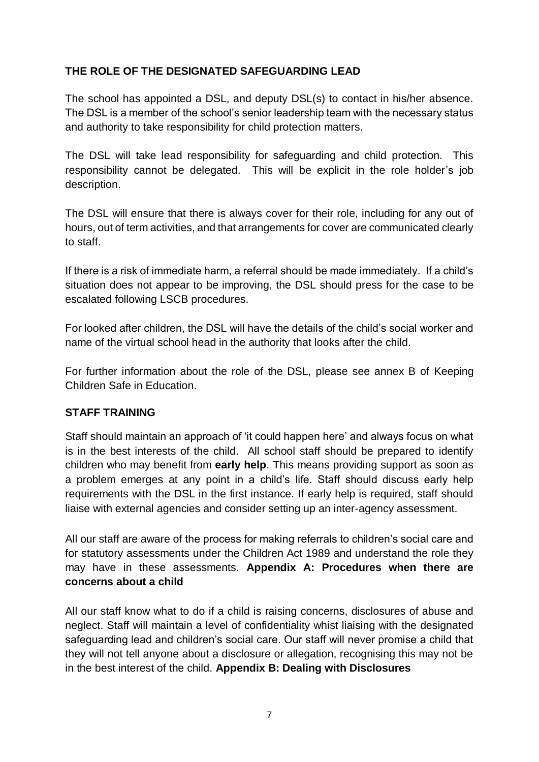## THE ROLE OF THE DESIGNATED SAFEGUARDING LEAD

The school has appointed a DSL, and deputy DSL(s) to contact in his/her absence. The DSL is a member of the school's senior leadership team with the necessary status and authority to take responsibility for child protection matters.

The DSL will take lead responsibility for safeguarding and child protection. This responsibility cannot be delegated. This will be explicit in the role holder's job description.

The DSL will ensure that there is always cover for their role, including for any out of hours, out of term activities, and that arrangements for cover are communicated clearly to staff.

If there is a risk of immediate harm, a referral should be made immediately. If a child's situation does not appear to be improving, the DSL should press for the case to be escalated following LSCB procedures.

For looked after children, the DSL will have the details of the child's social worker and name of the virtual school head in the authority that looks after the child.

For further information about the role of the DSL, please see annex B of Keeping Children Safe in Education.

## STAFF TRAINING

Staff should maintain an approach of 'it could happen here' and always focus on what is in the best interests of the child. All school staff should be prepared to identify children who may benefit from **early help**. This means providing support as soon as a problem emerges at any point in a child's life. Staff should discuss early help requirements with the DSL in the first instance. If early help is required, staff should liaise with external agencies and consider setting up an inter-agency assessment.

All our staff are aware of the process for making referrals to children's social care and for statutory assessments under the Children Act 1989 and understand the role they may have in these assessments. **Appendix A: Procedures when there are concerns about a child**

All our staff know what to do if a child is raising concerns, disclosures of abuse and neglect. Staff will maintain a level of confidentiality whist liaising with the designated safeguarding lead and children's social care. Our staff will never promise a child that they will not tell anyone about a disclosure or allegation, recognising this may not be in the best interest of the child. **Appendix B: Dealing with Disclosures**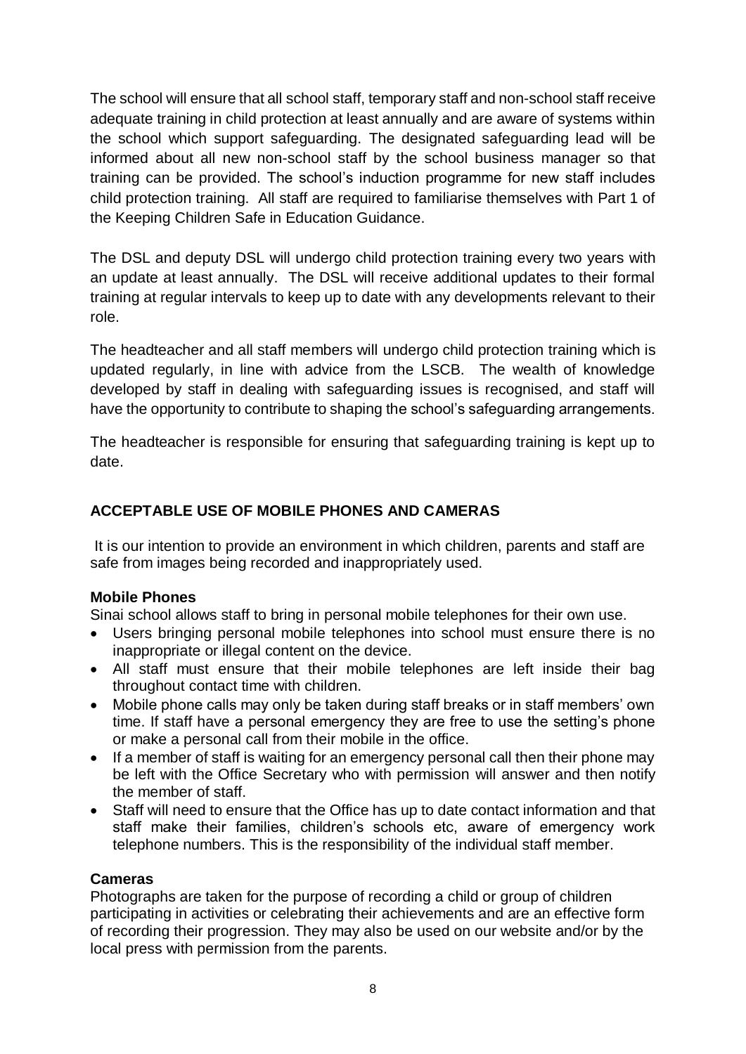The school will ensure that all school staff, temporary staff and non-school staff receive adequate training in child protection at least annually and are aware of systems within the school which support safeguarding. The designated safeguarding lead will be informed about all new non-school staff by the school business manager so that training can be provided. The school's induction programme for new staff includes child protection training. All staff are required to familiarise themselves with Part 1 of the Keeping Children Safe in Education Guidance.

The DSL and deputy DSL will undergo child protection training every two years with an update at least annually. The DSL will receive additional updates to their formal training at regular intervals to keep up to date with any developments relevant to their role.

The headteacher and all staff members will undergo child protection training which is updated regularly, in line with advice from the LSCB. The wealth of knowledge developed by staff in dealing with safeguarding issues is recognised, and staff will have the opportunity to contribute to shaping the school's safeguarding arrangements.

The headteacher is responsible for ensuring that safeguarding training is kept up to date.

## ACCEPTABLE USE OF MOBILE PHONES AND CAMERAS

It is our intention to provide an environment in which children, parents and staff are safe from images being recorded and inappropriately used.

### Mobile Phones

Sinai school allows staff to bring in personal mobile telephones for their own use.

- Users bringing personal mobile telephones into school must ensure there is no inappropriate or illegal content on the device.
- All staff must ensure that their mobile telephones are left inside their bag throughout contact time with children.
- Mobile phone calls may only be taken during staff breaks or in staff members' own time. If staff have a personal emergency they are free to use the setting's phone or make a personal call from their mobile in the office.
- If a member of staff is waiting for an emergency personal call then their phone may be left with the Office Secretary who with permission will answer and then notify the member of staff.
- Staff will need to ensure that the Office has up to date contact information and that staff make their families, children's schools etc, aware of emergency work telephone numbers. This is the responsibility of the individual staff member.

### Cameras

Photographs are taken for the purpose of recording a child or group of children participating in activities or celebrating their achievements and are an effective form of recording their progression. They may also be used on our website and/or by the local press with permission from the parents.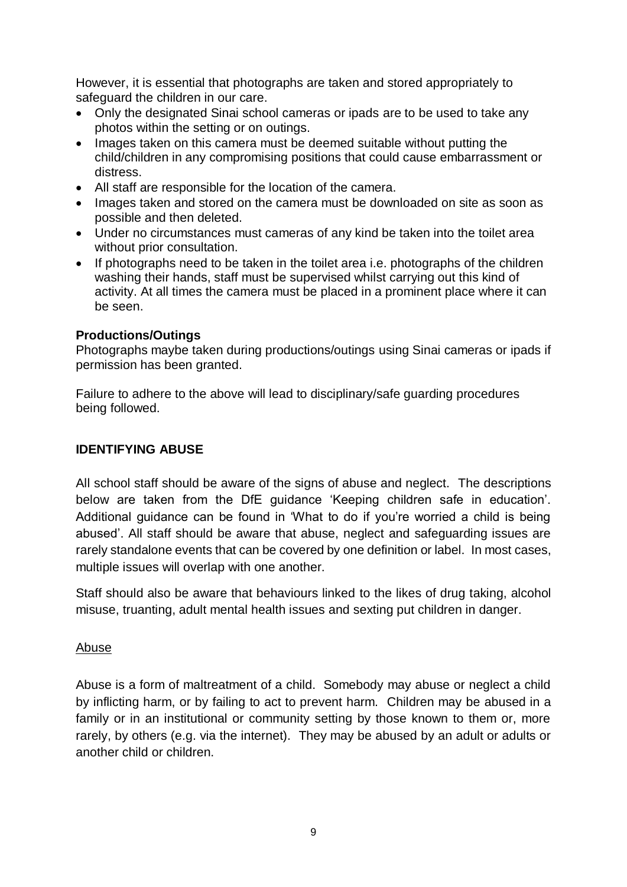However, it is essential that photographs are taken and stored appropriately to safeguard the children in our care.

- Only the designated Sinai school cameras or ipads are to be used to take any photos within the setting or on outings.
- Images taken on this camera must be deemed suitable without putting the child/children in any compromising positions that could cause embarrassment or distress.
- All staff are responsible for the location of the camera.
- Images taken and stored on the camera must be downloaded on site as soon as possible and then deleted.
- Under no circumstances must cameras of any kind be taken into the toilet area without prior consultation.
- If photographs need to be taken in the toilet area i.e. photographs of the children washing their hands, staff must be supervised whilst carrying out this kind of activity. At all times the camera must be placed in a prominent place where it can be seen.

**Productions/Outings**

Photographs maybe taken during productions/outings using Sinai cameras or ipads if permission has been granted.

Failure to adhere to the above will lead to disciplinary/safe guarding procedures being followed.

## IDENTIFYING ABUSE

All school staff should be aware of the signs of abuse and neglect. The descriptions below are taken from the DfE guidance 'Keeping children safe in education'. Additional guidance can be found in 'What to do if you're worried a child is being abused'. All staff should be aware that abuse, neglect and safeguarding issues are rarely standalone events that can be covered by one definition or label. In most cases, multiple issues will overlap with one another.

Staff should also be aware that behaviours linked to the likes of drug taking, alcohol misuse, truanting, adult mental health issues and sexting put children in danger.

Abuse

Abuse is a form of maltreatment of a child. Somebody may abuse or neglect a child by inflicting harm, or by failing to act to prevent harm. Children may be abused in a family or in an institutional or community setting by those known to them or, more rarely, by others (e.g. via the internet). They may be abused by an adult or adults or another child or children.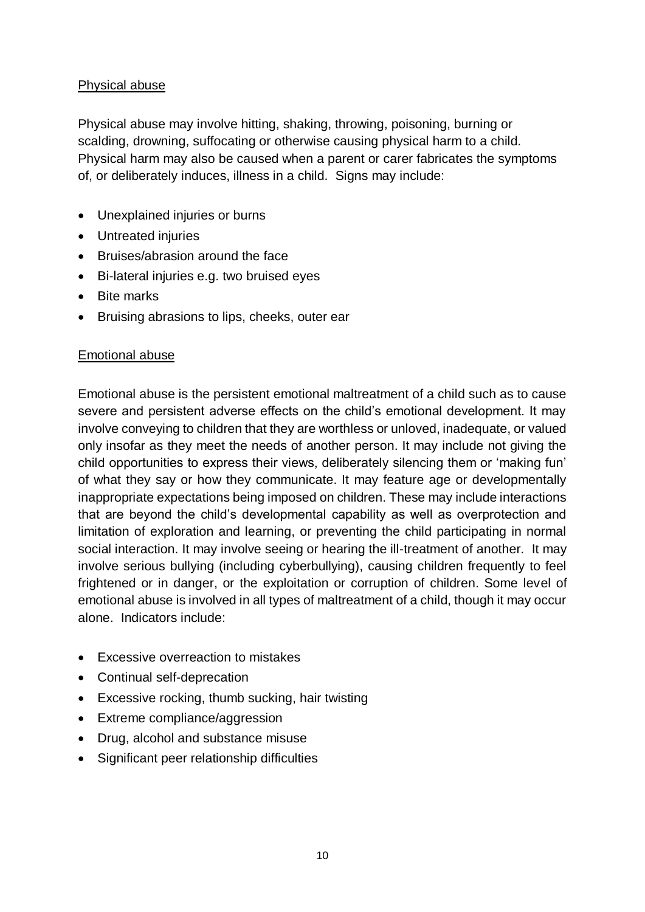## Physical abuse

Physical abuse may involve hitting, shaking, throwing, poisoning, burning or scalding, drowning, suffocating or otherwise causing physical harm to a child. Physical harm may also be caused when a parent or carer fabricates the symptoms of, or deliberately induces, illness in a child. Signs may include:

- Unexplained injuries or burns
- Untreated injuries
- Bruises/abrasion around the face
- Bi-lateral injuries e.g. two bruised eyes
- Bite marks
- Bruising abrasions to lips, cheeks, outer ear

## Emotional abuse

Emotional abuse is the persistent emotional maltreatment of a child such as to cause severe and persistent adverse effects on the child's emotional development. It may involve conveying to children that they are worthless or unloved, inadequate, or valued only insofar as they meet the needs of another person. It may include not giving the child opportunities to express their views, deliberately silencing them or 'making fun' of what they say or how they communicate. It may feature age or developmentally inappropriate expectations being imposed on children. These may include interactions that are beyond the child's developmental capability as well as overprotection and limitation of exploration and learning, or preventing the child participating in normal social interaction. It may involve seeing or hearing the ill-treatment of another. It may involve serious bullying (including cyberbullying), causing children frequently to feel frightened or in danger, or the exploitation or corruption of children. Some level of emotional abuse is involved in all types of maltreatment of a child, though it may occur alone. Indicators include:

- Excessive overreaction to mistakes
- Continual self-deprecation
- Excessive rocking, thumb sucking, hair twisting
- Extreme compliance/aggression
- Drug, alcohol and substance misuse
- Significant peer relationship difficulties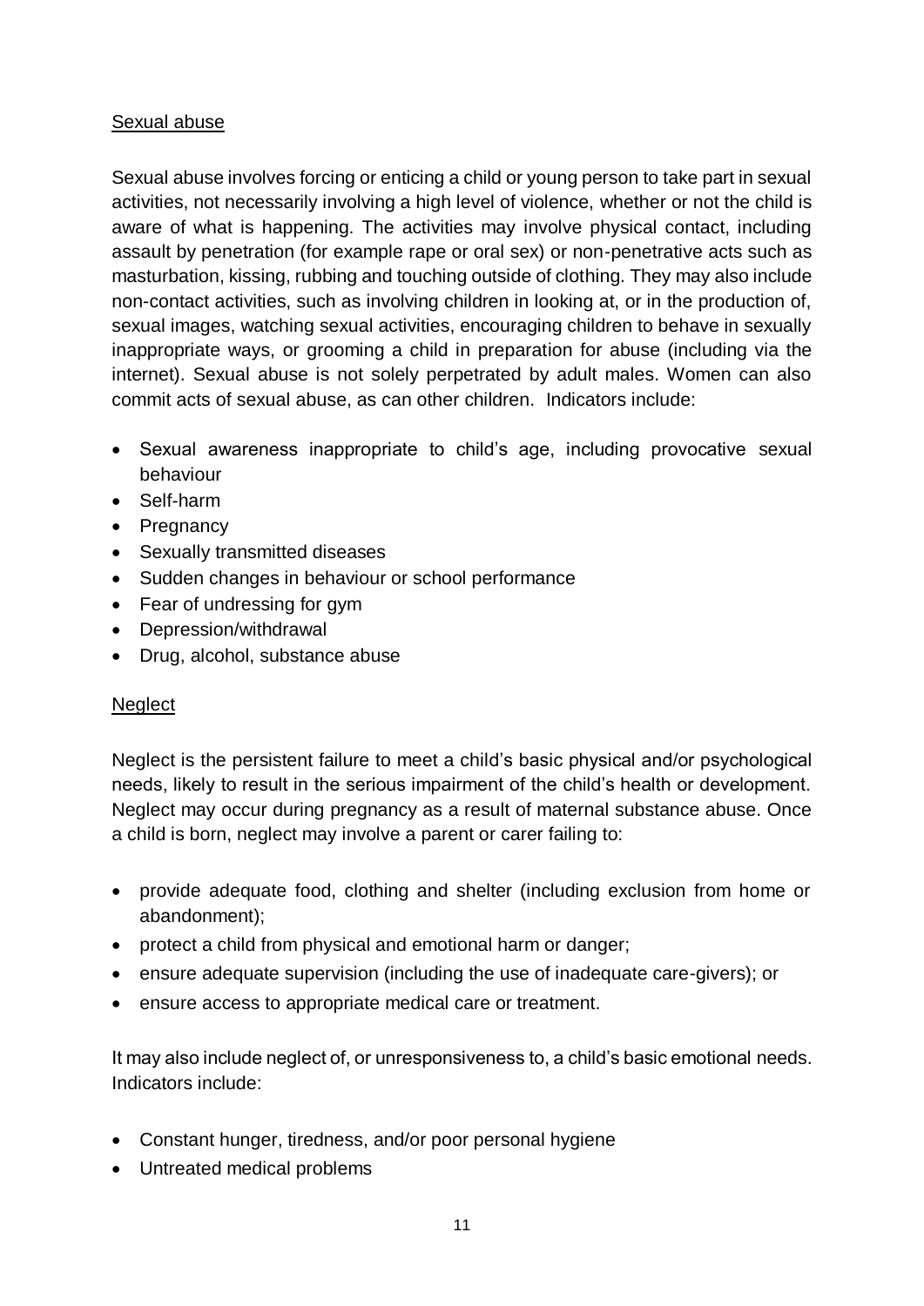Sexual abuse

Sexual abuse involves forcing or enticing a child or young person to take part in sexual activities, not necessarily involving a high level of violence, whether or not the child is aware of what is happening. The activities may involve physical contact, including assault by penetration (for example rape or oral sex) or non-penetrative acts such as masturbation, kissing, rubbing and touching outside of clothing. They may also include non-contact activities, such as involving children in looking at, or in the production of, sexual images, watching sexual activities, encouraging children to behave in sexually inappropriate ways, or grooming a child in preparation for abuse (including via the internet). Sexual abuse is not solely perpetrated by adult males. Women can also commit acts of sexual abuse, as can other children. Indicators include:

- Sexual awareness inappropriate to child's age, including provocative sexual behaviour
- Self-harm
- Pregnancy
- Sexually transmitted diseases
- Sudden changes in behaviour or school performance
- Fear of undressing for gym
- Depression/withdrawal
- Drug, alcohol, substance abuse

Neglect

Neglect is the persistent failure to meet a child's basic physical and/or psychological needs, likely to result in the serious impairment of the child's health or development. Neglect may occur during pregnancy as a result of maternal substance abuse. Once a child is born, neglect may involve a parent or carer failing to:

- provide adequate food, clothing and shelter (including exclusion from home or abandonment);
- protect a child from physical and emotional harm or danger;
- ensure adequate supervision (including the use of inadequate care-givers); or
- ensure access to appropriate medical care or treatment.

It may also include neglect of, or unresponsiveness to, a child's basic emotional needs. Indicators include:

- Constant hunger, tiredness, and/or poor personal hygiene
- Untreated medical problems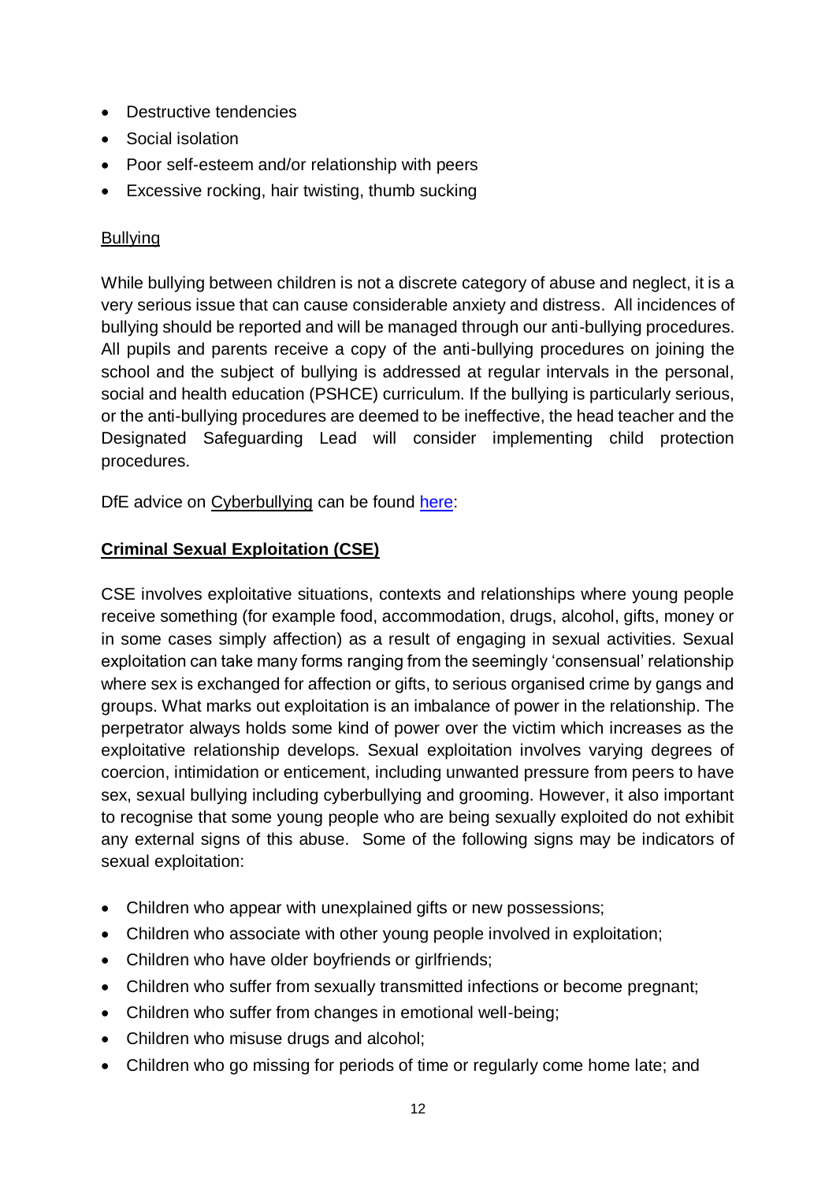- Destructive tendencies
- Social isolation
- Poor self-esteem and/or relationship with peers
- Excessive rocking, hair twisting, thumb sucking

Bullying

While bullying between children is not a discrete category of abuse and neglect, it is a very serious issue that can cause considerable anxiety and distress. All incidences of bullying should be reported and will be managed through our anti-bullying procedures. All pupils and parents receive a copy of the anti-bullying procedures on joining the school and the subject of bullying is addressed at regular intervals in the personal, social and health education (PSHCE) curriculum. If the bullying is particularly serious, or the anti-bullying procedures are deemed to be ineffective, the head teacher and the Designated Safeguarding Lead will consider implementing child protection procedures.

DfE advice on Cyberbullying can be found here:

**Criminal Sexual Exploitation (CSE)**

CSE involves exploitative situations, contexts and relationships where young people receive something (for example food, accommodation, drugs, alcohol, gifts, money or in some cases simply affection) as a result of engaging in sexual activities. Sexual exploitation can take many forms ranging from the seemingly 'consensual' relationship where sex is exchanged for affection or gifts, to serious organised crime by gangs and groups. What marks out exploitation is an imbalance of power in the relationship. The perpetrator always holds some kind of power over the victim which increases as the exploitative relationship develops. Sexual exploitation involves varying degrees of coercion, intimidation or enticement, including unwanted pressure from peers to have sex, sexual bullying including cyberbullying and grooming. However, it also important to recognise that some young people who are being sexually exploited do not exhibit any external signs of this abuse. Some of the following signs may be indicators of sexual exploitation:

- Children who appear with unexplained gifts or new possessions;
- Children who associate with other young people involved in exploitation;
- Children who have older boyfriends or girlfriends;
- Children who suffer from sexually transmitted infections or become pregnant;
- Children who suffer from changes in emotional well-being;
- Children who misuse drugs and alcohol;
- Children who go missing for periods of time or regularly come home late; and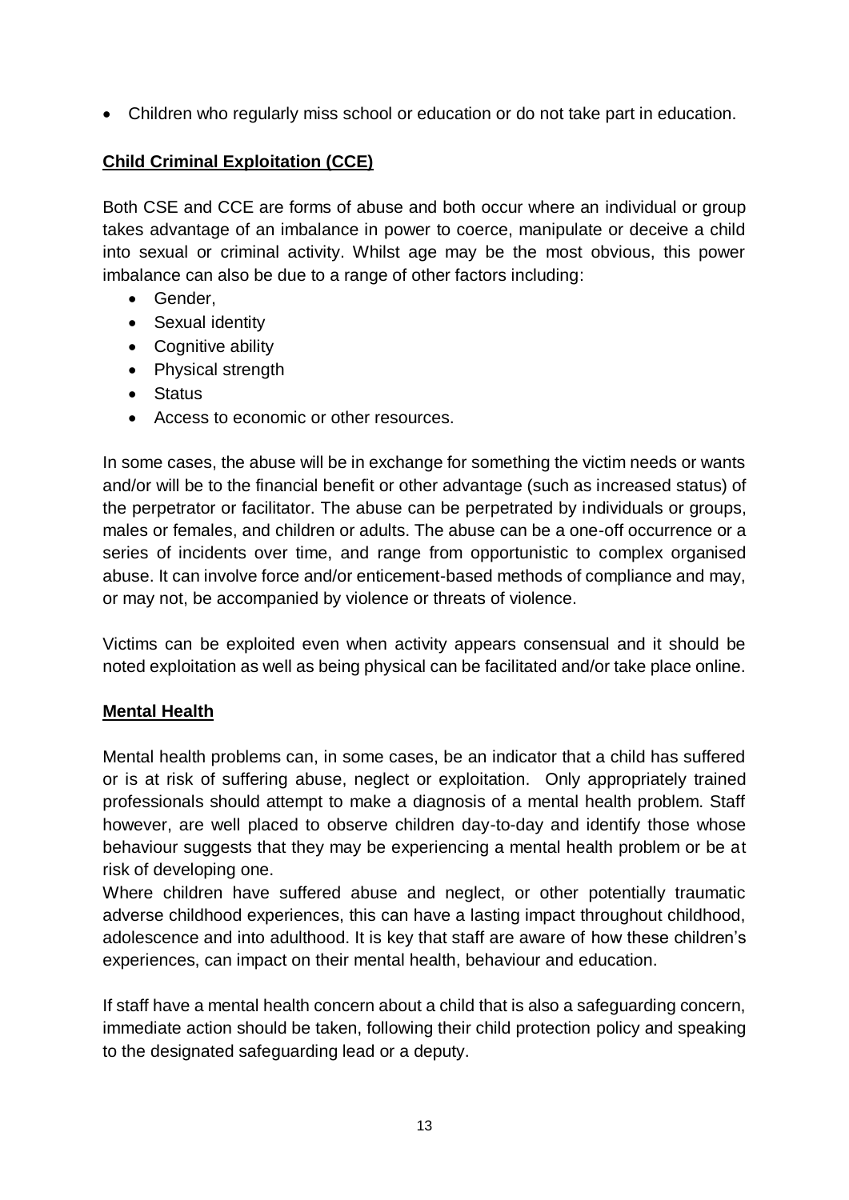- Children who regularly miss school or education or do not take part in education.

## Child Criminal Exploitation (CCE)

Both CSE and CCE are forms of abuse and both occur where an individual or group takes advantage of an imbalance in power to coerce, manipulate or deceive a child into sexual or criminal activity. Whilst age may be the most obvious, this power imbalance can also be due to a range of other factors including:

- Gender,
- Sexual identity
- Cognitive ability
- Physical strength
- Status
- Access to economic or other resources.

In some cases, the abuse will be in exchange for something the victim needs or wants and/or will be to the financial benefit or other advantage (such as increased status) of the perpetrator or facilitator. The abuse can be perpetrated by individuals or groups, males or females, and children or adults. The abuse can be a one-off occurrence or a series of incidents over time, and range from opportunistic to complex organised abuse. It can involve force and/or enticement-based methods of compliance and may, or may not, be accompanied by violence or threats of violence.

Victims can be exploited even when activity appears consensual and it should be noted exploitation as well as being physical can be facilitated and/or take place online.

## Mental Health

Mental health problems can, in some cases, be an indicator that a child has suffered or is at risk of suffering abuse, neglect or exploitation. Only appropriately trained professionals should attempt to make a diagnosis of a mental health problem. Staff however, are well placed to observe children day-to-day and identify those whose behaviour suggests that they may be experiencing a mental health problem or be at risk of developing one.

Where children have suffered abuse and neglect, or other potentially traumatic adverse childhood experiences, this can have a lasting impact throughout childhood, adolescence and into adulthood. It is key that staff are aware of how these children's experiences, can impact on their mental health, behaviour and education.

If staff have a mental health concern about a child that is also a safeguarding concern, immediate action should be taken, following their child protection policy and speaking to the designated safeguarding lead or a deputy.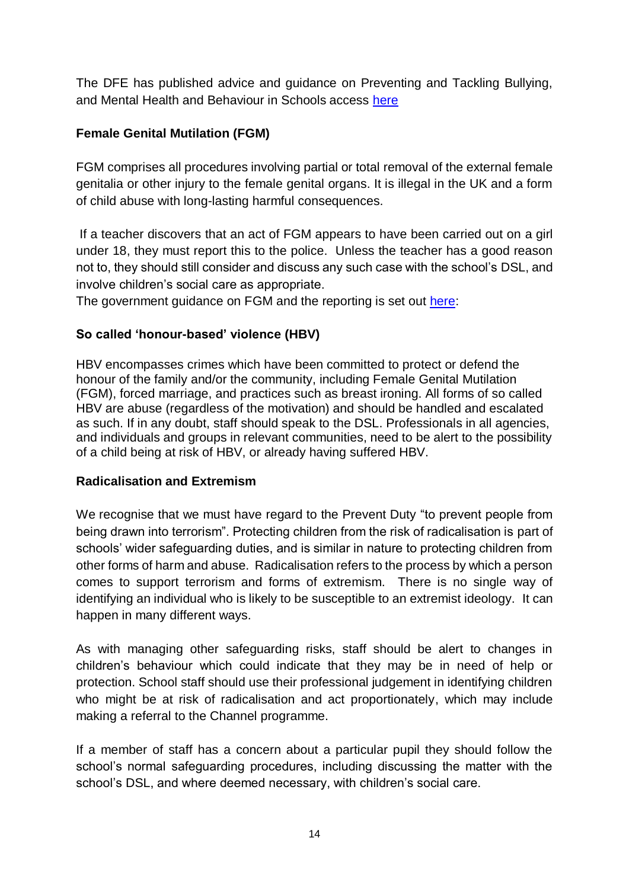The DFE has published advice and guidance on Preventing and Tackling Bullying, and Mental Health and Behaviour in Schools access here

**Female Genital Mutilation (FGM)**

FGM comprises all procedures involving partial or total removal of the external female genitalia or other injury to the female genital organs. It is illegal in the UK and a form of child abuse with long-lasting harmful consequences.

If a teacher discovers that an act of FGM appears to have been carried out on a girl under 18, they must report this to the police. Unless the teacher has a good reason not to, they should still consider and discuss any such case with the school's DSL, and involve children's social care as appropriate.
The government guidance on FGM and the reporting is set out here:

**So called 'honour-based' violence (HBV)**

HBV encompasses crimes which have been committed to protect or defend the honour of the family and/or the community, including Female Genital Mutilation (FGM), forced marriage, and practices such as breast ironing. All forms of so called HBV are abuse (regardless of the motivation) and should be handled and escalated as such. If in any doubt, staff should speak to the DSL. Professionals in all agencies, and individuals and groups in relevant communities, need to be alert to the possibility of a child being at risk of HBV, or already having suffered HBV.

**Radicalisation and Extremism**

We recognise that we must have regard to the Prevent Duty "to prevent people from being drawn into terrorism". Protecting children from the risk of radicalisation is part of schools' wider safeguarding duties, and is similar in nature to protecting children from other forms of harm and abuse. Radicalisation refers to the process by which a person comes to support terrorism and forms of extremism. There is no single way of identifying an individual who is likely to be susceptible to an extremist ideology. It can happen in many different ways.

As with managing other safeguarding risks, staff should be alert to changes in children's behaviour which could indicate that they may be in need of help or protection. School staff should use their professional judgement in identifying children who might be at risk of radicalisation and act proportionately, which may include making a referral to the Channel programme.

If a member of staff has a concern about a particular pupil they should follow the school's normal safeguarding procedures, including discussing the matter with the school's DSL, and where deemed necessary, with children's social care.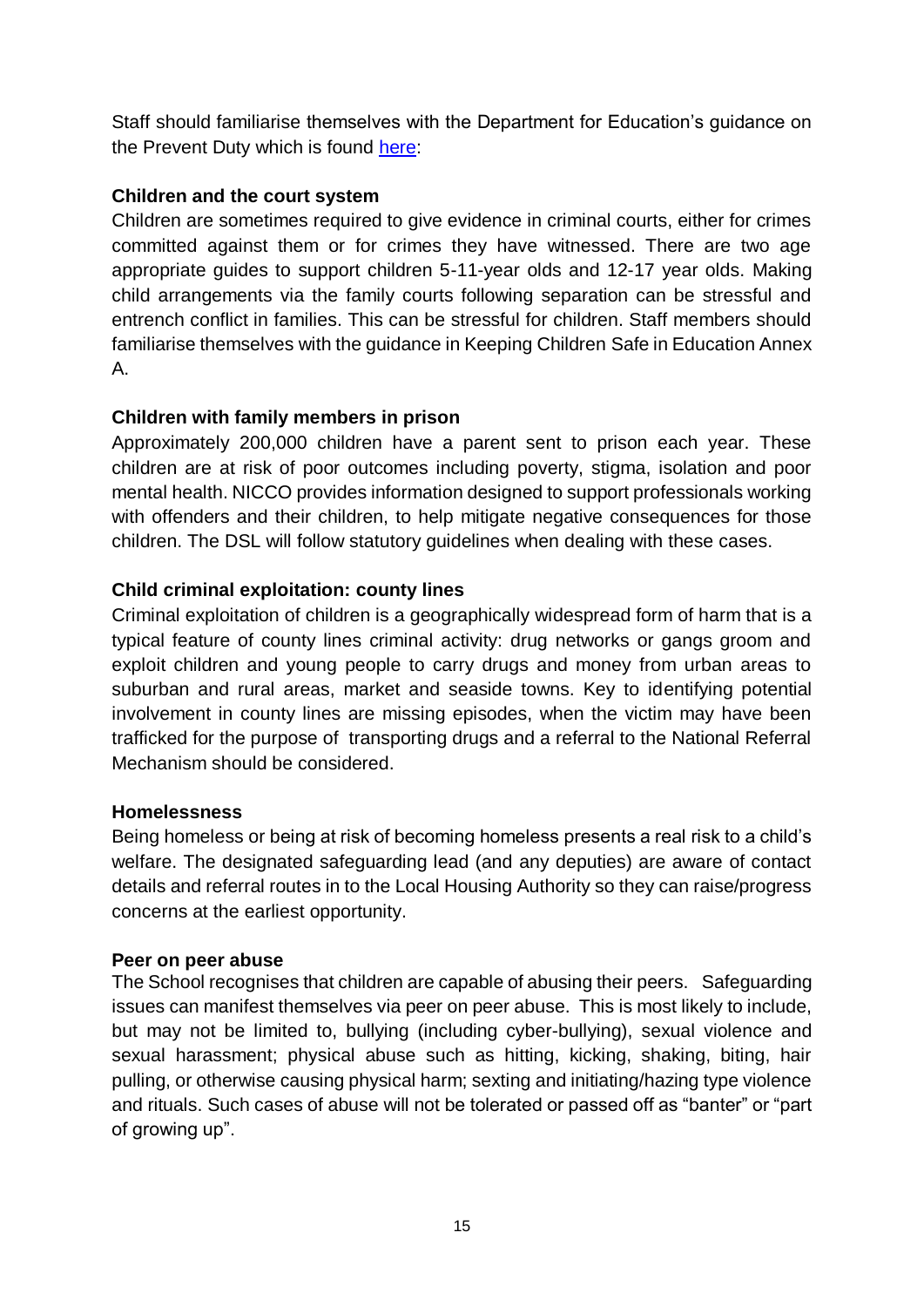Staff should familiarise themselves with the Department for Education's guidance on the Prevent Duty which is found here:

**Children and the court system**

Children are sometimes required to give evidence in criminal courts, either for crimes committed against them or for crimes they have witnessed. There are two age appropriate guides to support children 5-11-year olds and 12-17 year olds. Making child arrangements via the family courts following separation can be stressful and entrench conflict in families. This can be stressful for children. Staff members should familiarise themselves with the guidance in Keeping Children Safe in Education Annex A.

**Children with family members in prison**

Approximately 200,000 children have a parent sent to prison each year. These children are at risk of poor outcomes including poverty, stigma, isolation and poor mental health. NICCO provides information designed to support professionals working with offenders and their children, to help mitigate negative consequences for those children. The DSL will follow statutory guidelines when dealing with these cases.

**Child criminal exploitation: county lines**

Criminal exploitation of children is a geographically widespread form of harm that is a typical feature of county lines criminal activity: drug networks or gangs groom and exploit children and young people to carry drugs and money from urban areas to suburban and rural areas, market and seaside towns. Key to identifying potential involvement in county lines are missing episodes, when the victim may have been trafficked for the purpose of transporting drugs and a referral to the National Referral Mechanism should be considered.

**Homelessness**

Being homeless or being at risk of becoming homeless presents a real risk to a child's welfare. The designated safeguarding lead (and any deputies) are aware of contact details and referral routes in to the Local Housing Authority so they can raise/progress concerns at the earliest opportunity.

**Peer on peer abuse**

The School recognises that children are capable of abusing their peers. Safeguarding issues can manifest themselves via peer on peer abuse. This is most likely to include, but may not be limited to, bullying (including cyber-bullying), sexual violence and sexual harassment; physical abuse such as hitting, kicking, shaking, biting, hair pulling, or otherwise causing physical harm; sexting and initiating/hazing type violence and rituals. Such cases of abuse will not be tolerated or passed off as "banter" or "part of growing up".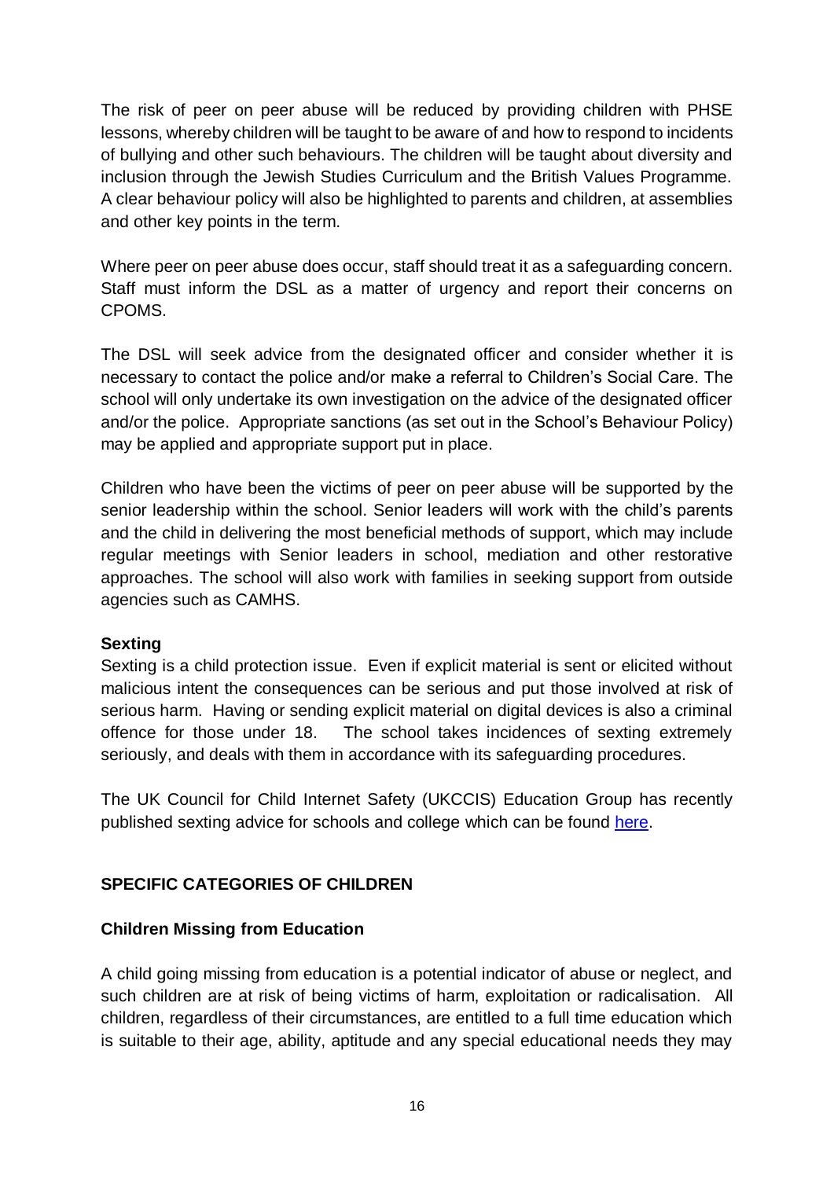The risk of peer on peer abuse will be reduced by providing children with PHSE lessons, whereby children will be taught to be aware of and how to respond to incidents of bullying and other such behaviours. The children will be taught about diversity and inclusion through the Jewish Studies Curriculum and the British Values Programme. A clear behaviour policy will also be highlighted to parents and children, at assemblies and other key points in the term.

Where peer on peer abuse does occur, staff should treat it as a safeguarding concern. Staff must inform the DSL as a matter of urgency and report their concerns on CPOMS.

The DSL will seek advice from the designated officer and consider whether it is necessary to contact the police and/or make a referral to Children's Social Care. The school will only undertake its own investigation on the advice of the designated officer and/or the police. Appropriate sanctions (as set out in the School's Behaviour Policy) may be applied and appropriate support put in place.

Children who have been the victims of peer on peer abuse will be supported by the senior leadership within the school. Senior leaders will work with the child's parents and the child in delivering the most beneficial methods of support, which may include regular meetings with Senior leaders in school, mediation and other restorative approaches. The school will also work with families in seeking support from outside agencies such as CAMHS.

**Sexting**

Sexting is a child protection issue. Even if explicit material is sent or elicited without malicious intent the consequences can be serious and put those involved at risk of serious harm. Having or sending explicit material on digital devices is also a criminal offence for those under 18. The school takes incidences of sexting extremely seriously, and deals with them in accordance with its safeguarding procedures.

The UK Council for Child Internet Safety (UKCCIS) Education Group has recently published sexting advice for schools and college which can be found here.

## SPECIFIC CATEGORIES OF CHILDREN

### Children Missing from Education

A child going missing from education is a potential indicator of abuse or neglect, and such children are at risk of being victims of harm, exploitation or radicalisation. All children, regardless of their circumstances, are entitled to a full time education which is suitable to their age, ability, aptitude and any special educational needs they may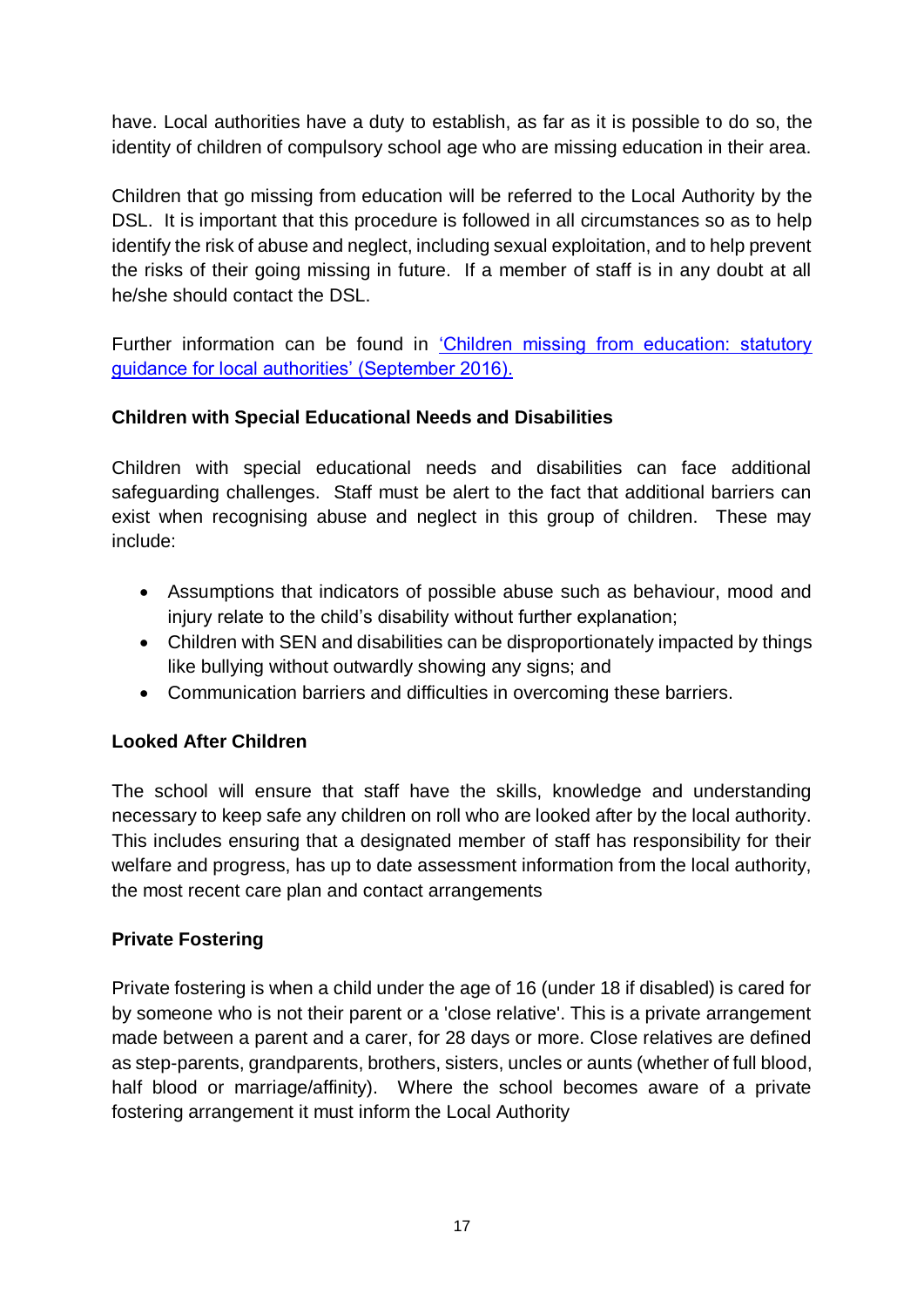have. Local authorities have a duty to establish, as far as it is possible to do so, the identity of children of compulsory school age who are missing education in their area.

Children that go missing from education will be referred to the Local Authority by the DSL. It is important that this procedure is followed in all circumstances so as to help identify the risk of abuse and neglect, including sexual exploitation, and to help prevent the risks of their going missing in future. If a member of staff is in any doubt at all he/she should contact the DSL.

Further information can be found in 'Children missing from education: statutory guidance for local authorities' (September 2016).

**Children with Special Educational Needs and Disabilities**

Children with special educational needs and disabilities can face additional safeguarding challenges. Staff must be alert to the fact that additional barriers can exist when recognising abuse and neglect in this group of children. These may include:

- Assumptions that indicators of possible abuse such as behaviour, mood and injury relate to the child's disability without further explanation;
- Children with SEN and disabilities can be disproportionately impacted by things like bullying without outwardly showing any signs; and
- Communication barriers and difficulties in overcoming these barriers.

**Looked After Children**

The school will ensure that staff have the skills, knowledge and understanding necessary to keep safe any children on roll who are looked after by the local authority. This includes ensuring that a designated member of staff has responsibility for their welfare and progress, has up to date assessment information from the local authority, the most recent care plan and contact arrangements

**Private Fostering**

Private fostering is when a child under the age of 16 (under 18 if disabled) is cared for by someone who is not their parent or a 'close relative'. This is a private arrangement made between a parent and a carer, for 28 days or more. Close relatives are defined as step-parents, grandparents, brothers, sisters, uncles or aunts (whether of full blood, half blood or marriage/affinity). Where the school becomes aware of a private fostering arrangement it must inform the Local Authority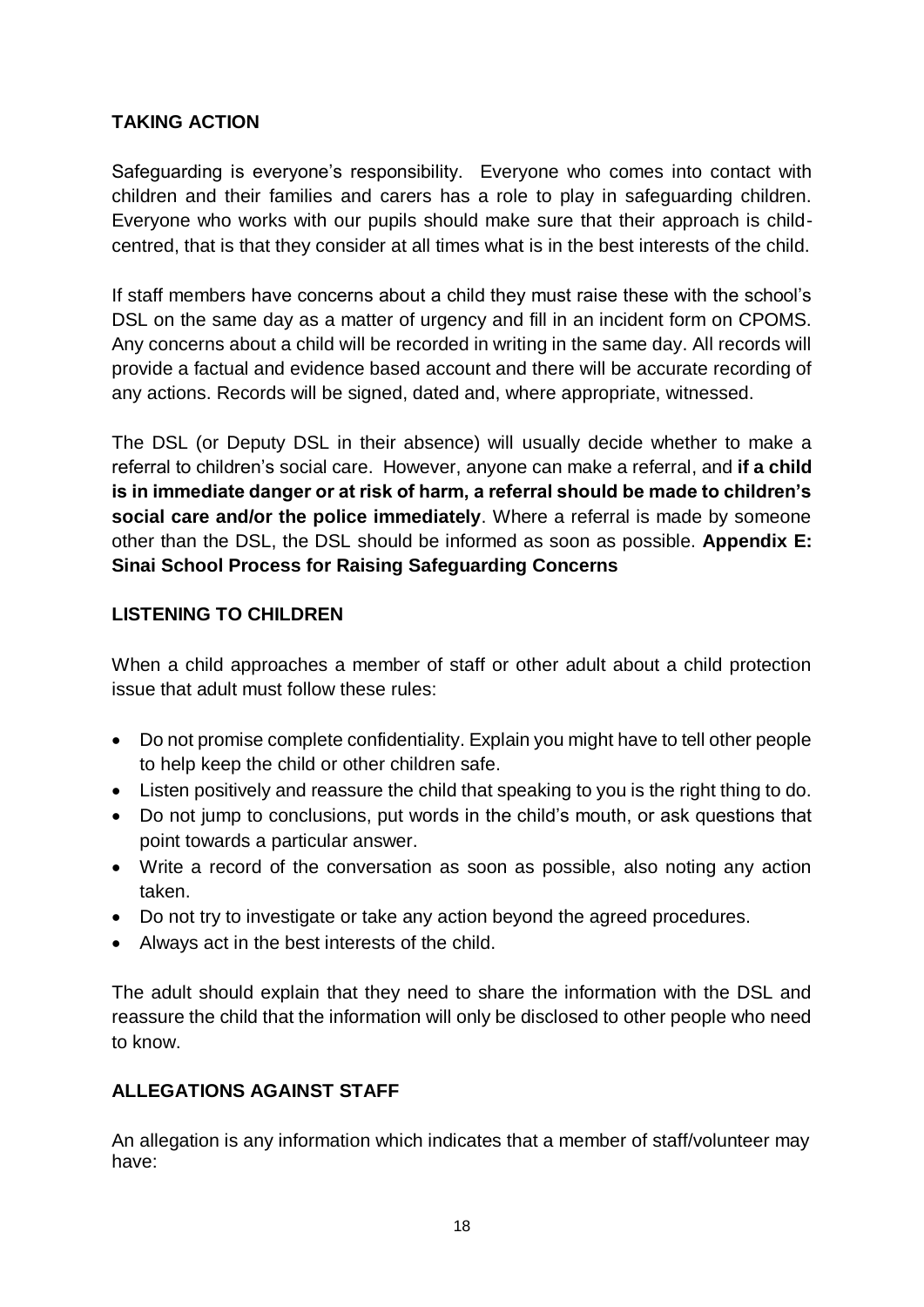## TAKING ACTION

Safeguarding is everyone's responsibility. Everyone who comes into contact with children and their families and carers has a role to play in safeguarding children. Everyone who works with our pupils should make sure that their approach is child-centred, that is that they consider at all times what is in the best interests of the child.

If staff members have concerns about a child they must raise these with the school's DSL on the same day as a matter of urgency and fill in an incident form on CPOMS. Any concerns about a child will be recorded in writing in the same day. All records will provide a factual and evidence based account and there will be accurate recording of any actions. Records will be signed, dated and, where appropriate, witnessed.

The DSL (or Deputy DSL in their absence) will usually decide whether to make a referral to children's social care. However, anyone can make a referral, and **if a child is in immediate danger or at risk of harm, a referral should be made to children's social care and/or the police immediately**. Where a referral is made by someone other than the DSL, the DSL should be informed as soon as possible. **Appendix E: Sinai School Process for Raising Safeguarding Concerns**

## LISTENING TO CHILDREN

When a child approaches a member of staff or other adult about a child protection issue that adult must follow these rules:

- Do not promise complete confidentiality. Explain you might have to tell other people to help keep the child or other children safe.
- Listen positively and reassure the child that speaking to you is the right thing to do.
- Do not jump to conclusions, put words in the child's mouth, or ask questions that point towards a particular answer.
- Write a record of the conversation as soon as possible, also noting any action taken.
- Do not try to investigate or take any action beyond the agreed procedures.
- Always act in the best interests of the child.

The adult should explain that they need to share the information with the DSL and reassure the child that the information will only be disclosed to other people who need to know.

## ALLEGATIONS AGAINST STAFF

An allegation is any information which indicates that a member of staff/volunteer may have: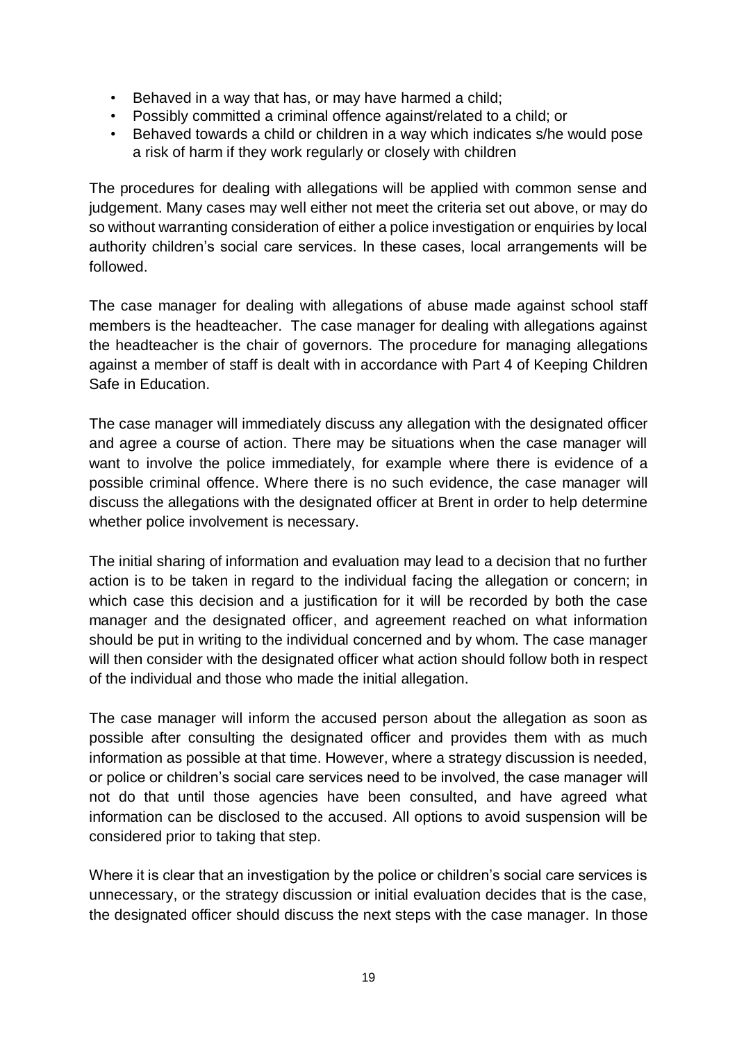- Behaved in a way that has, or may have harmed a child;
- Possibly committed a criminal offence against/related to a child; or
- Behaved towards a child or children in a way which indicates s/he would pose a risk of harm if they work regularly or closely with children

The procedures for dealing with allegations will be applied with common sense and judgement. Many cases may well either not meet the criteria set out above, or may do so without warranting consideration of either a police investigation or enquiries by local authority children's social care services. In these cases, local arrangements will be followed.

The case manager for dealing with allegations of abuse made against school staff members is the headteacher. The case manager for dealing with allegations against the headteacher is the chair of governors. The procedure for managing allegations against a member of staff is dealt with in accordance with Part 4 of Keeping Children Safe in Education.

The case manager will immediately discuss any allegation with the designated officer and agree a course of action. There may be situations when the case manager will want to involve the police immediately, for example where there is evidence of a possible criminal offence. Where there is no such evidence, the case manager will discuss the allegations with the designated officer at Brent in order to help determine whether police involvement is necessary.

The initial sharing of information and evaluation may lead to a decision that no further action is to be taken in regard to the individual facing the allegation or concern; in which case this decision and a justification for it will be recorded by both the case manager and the designated officer, and agreement reached on what information should be put in writing to the individual concerned and by whom. The case manager will then consider with the designated officer what action should follow both in respect of the individual and those who made the initial allegation.

The case manager will inform the accused person about the allegation as soon as possible after consulting the designated officer and provides them with as much information as possible at that time. However, where a strategy discussion is needed, or police or children's social care services need to be involved, the case manager will not do that until those agencies have been consulted, and have agreed what information can be disclosed to the accused. All options to avoid suspension will be considered prior to taking that step.

Where it is clear that an investigation by the police or children's social care services is unnecessary, or the strategy discussion or initial evaluation decides that is the case, the designated officer should discuss the next steps with the case manager. In those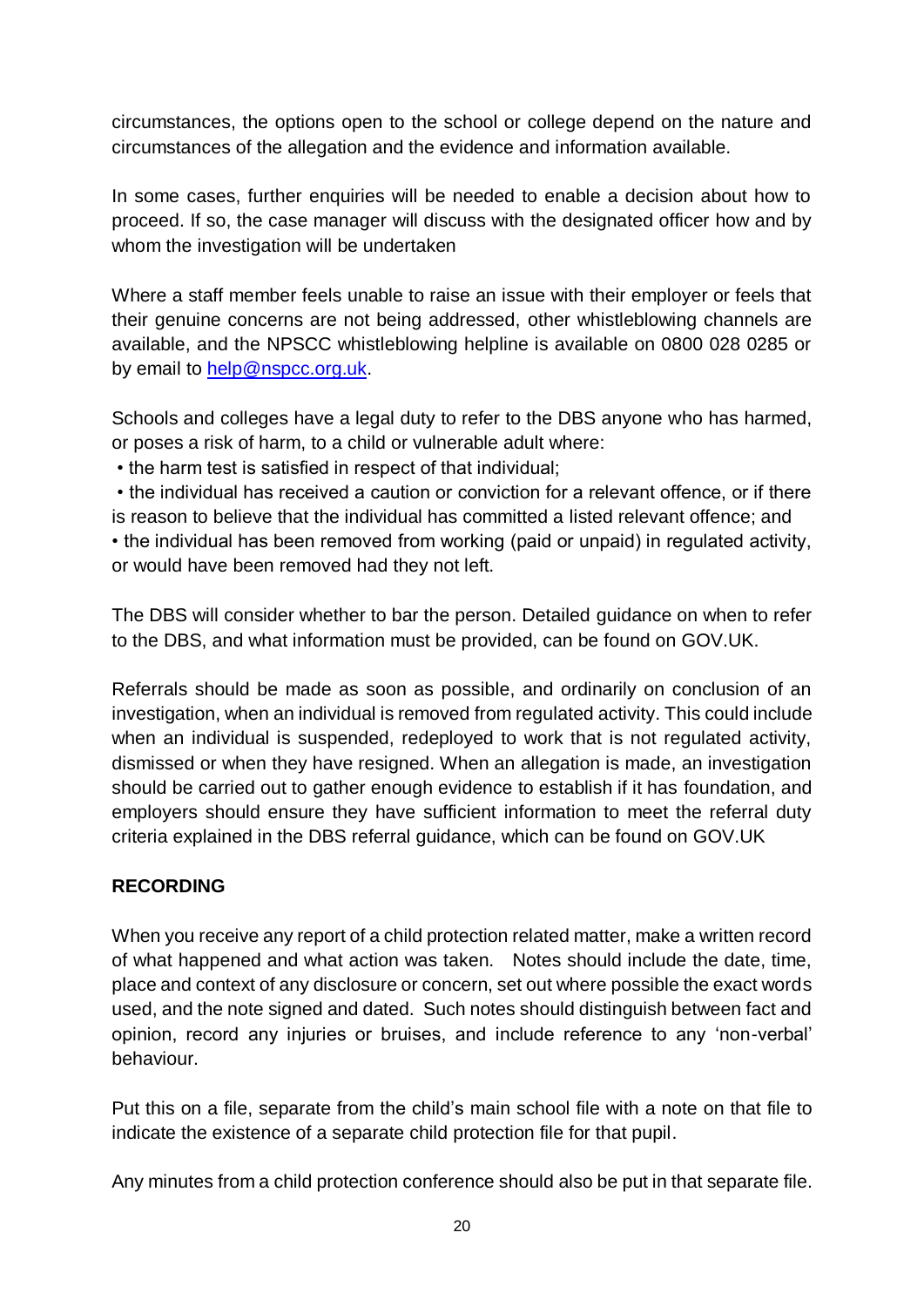circumstances, the options open to the school or college depend on the nature and circumstances of the allegation and the evidence and information available.

In some cases, further enquiries will be needed to enable a decision about how to proceed. If so, the case manager will discuss with the designated officer how and by whom the investigation will be undertaken

Where a staff member feels unable to raise an issue with their employer or feels that their genuine concerns are not being addressed, other whistleblowing channels are available, and the NPSCC whistleblowing helpline is available on 0800 028 0285 or by email to help@nspcc.org.uk.

Schools and colleges have a legal duty to refer to the DBS anyone who has harmed, or poses a risk of harm, to a child or vulnerable adult where:

- the harm test is satisfied in respect of that individual;
- the individual has received a caution or conviction for a relevant offence, or if there is reason to believe that the individual has committed a listed relevant offence; and
- the individual has been removed from working (paid or unpaid) in regulated activity, or would have been removed had they not left.

The DBS will consider whether to bar the person. Detailed guidance on when to refer to the DBS, and what information must be provided, can be found on GOV.UK.

Referrals should be made as soon as possible, and ordinarily on conclusion of an investigation, when an individual is removed from regulated activity. This could include when an individual is suspended, redeployed to work that is not regulated activity, dismissed or when they have resigned. When an allegation is made, an investigation should be carried out to gather enough evidence to establish if it has foundation, and employers should ensure they have sufficient information to meet the referral duty criteria explained in the DBS referral guidance, which can be found on GOV.UK

**RECORDING**

When you receive any report of a child protection related matter, make a written record of what happened and what action was taken. Notes should include the date, time, place and context of any disclosure or concern, set out where possible the exact words used, and the note signed and dated. Such notes should distinguish between fact and opinion, record any injuries or bruises, and include reference to any 'non-verbal' behaviour.

Put this on a file, separate from the child's main school file with a note on that file to indicate the existence of a separate child protection file for that pupil.

Any minutes from a child protection conference should also be put in that separate file.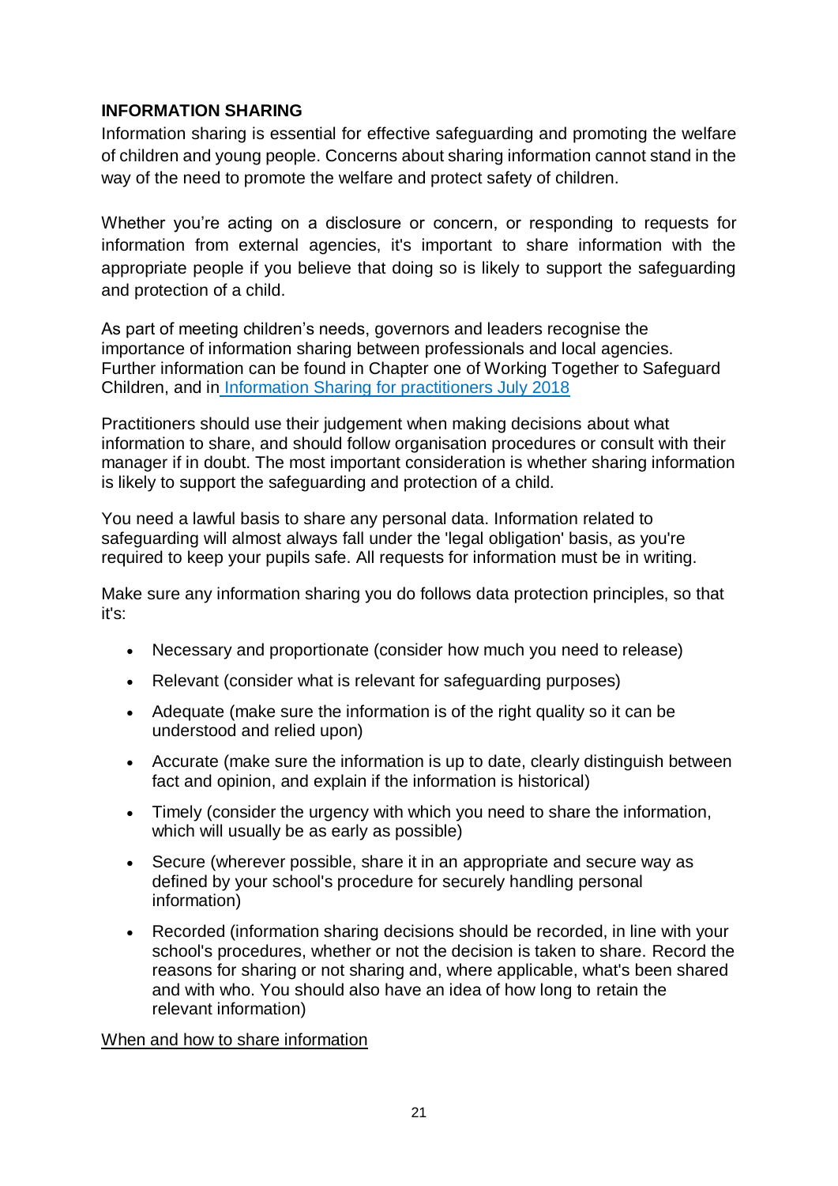**INFORMATION SHARING**

Information sharing is essential for effective safeguarding and promoting the welfare of children and young people. Concerns about sharing information cannot stand in the way of the need to promote the welfare and protect safety of children.

Whether you're acting on a disclosure or concern, or responding to requests for information from external agencies, it's important to share information with the appropriate people if you believe that doing so is likely to support the safeguarding and protection of a child.

As part of meeting children's needs, governors and leaders recognise the importance of information sharing between professionals and local agencies. Further information can be found in Chapter one of Working Together to Safeguard Children, and in Information Sharing for practitioners July 2018

Practitioners should use their judgement when making decisions about what information to share, and should follow organisation procedures or consult with their manager if in doubt. The most important consideration is whether sharing information is likely to support the safeguarding and protection of a child.

You need a lawful basis to share any personal data. Information related to safeguarding will almost always fall under the 'legal obligation' basis, as you're required to keep your pupils safe. All requests for information must be in writing.

Make sure any information sharing you do follows data protection principles, so that it's:

- Necessary and proportionate (consider how much you need to release)
- Relevant (consider what is relevant for safeguarding purposes)
- Adequate (make sure the information is of the right quality so it can be understood and relied upon)
- Accurate (make sure the information is up to date, clearly distinguish between fact and opinion, and explain if the information is historical)
- Timely (consider the urgency with which you need to share the information, which will usually be as early as possible)
- Secure (wherever possible, share it in an appropriate and secure way as defined by your school's procedure for securely handling personal information)
- Recorded (information sharing decisions should be recorded, in line with your school's procedures, whether or not the decision is taken to share. Record the reasons for sharing or not sharing and, where applicable, what's been shared and with who. You should also have an idea of how long to retain the relevant information)

When and how to share information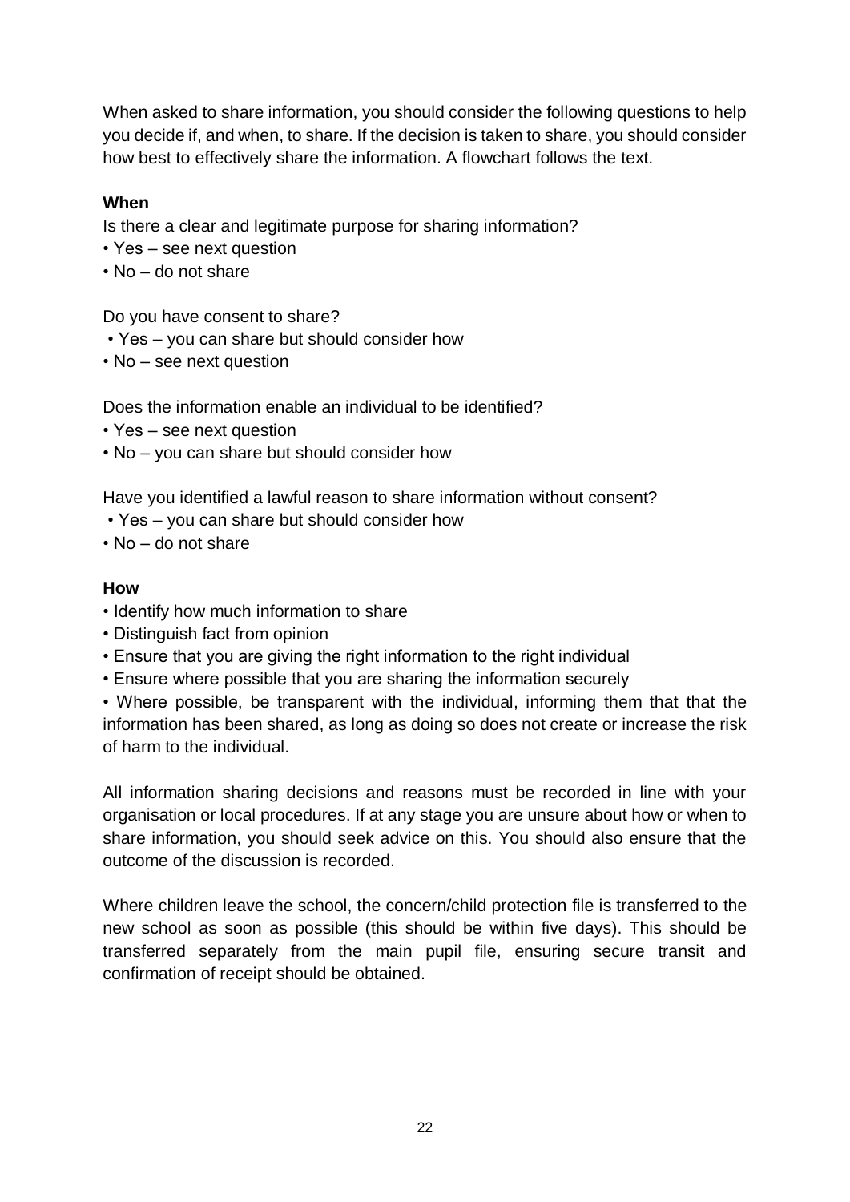When asked to share information, you should consider the following questions to help you decide if, and when, to share. If the decision is taken to share, you should consider how best to effectively share the information. A flowchart follows the text.

**When**

Is there a clear and legitimate purpose for sharing information?

- Yes – see next question
- No – do not share

Do you have consent to share?

- Yes – you can share but should consider how
- No – see next question

Does the information enable an individual to be identified?

- Yes – see next question
- No – you can share but should consider how

Have you identified a lawful reason to share information without consent?

- Yes – you can share but should consider how
- No – do not share

**How**

- Identify how much information to share
- Distinguish fact from opinion
- Ensure that you are giving the right information to the right individual
- Ensure where possible that you are sharing the information securely
- Where possible, be transparent with the individual, informing them that that the information has been shared, as long as doing so does not create or increase the risk of harm to the individual.

All information sharing decisions and reasons must be recorded in line with your organisation or local procedures. If at any stage you are unsure about how or when to share information, you should seek advice on this. You should also ensure that the outcome of the discussion is recorded.

Where children leave the school, the concern/child protection file is transferred to the new school as soon as possible (this should be within five days). This should be transferred separately from the main pupil file, ensuring secure transit and confirmation of receipt should be obtained.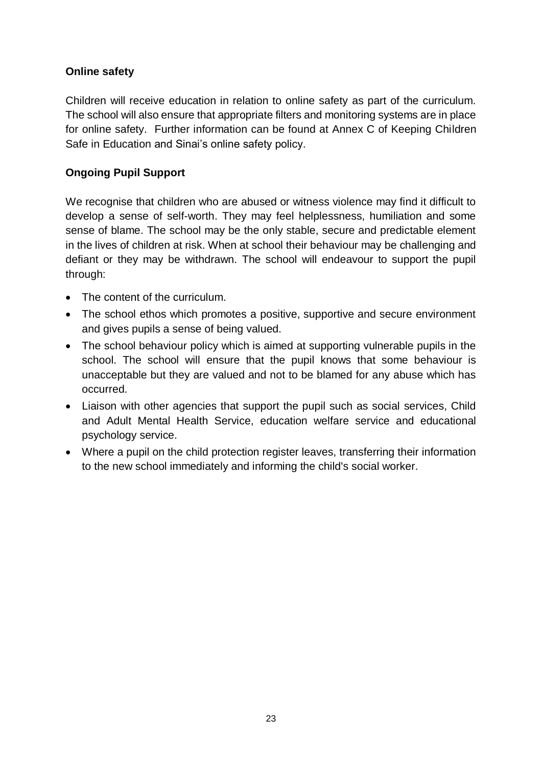**Online safety**

Children will receive education in relation to online safety as part of the curriculum. The school will also ensure that appropriate filters and monitoring systems are in place for online safety. Further information can be found at Annex C of Keeping Children Safe in Education and Sinai's online safety policy.

**Ongoing Pupil Support**

We recognise that children who are abused or witness violence may find it difficult to develop a sense of self-worth. They may feel helplessness, humiliation and some sense of blame. The school may be the only stable, secure and predictable element in the lives of children at risk. When at school their behaviour may be challenging and defiant or they may be withdrawn. The school will endeavour to support the pupil through:

- The content of the curriculum.
- The school ethos which promotes a positive, supportive and secure environment and gives pupils a sense of being valued.
- The school behaviour policy which is aimed at supporting vulnerable pupils in the school. The school will ensure that the pupil knows that some behaviour is unacceptable but they are valued and not to be blamed for any abuse which has occurred.
- Liaison with other agencies that support the pupil such as social services, Child and Adult Mental Health Service, education welfare service and educational psychology service.
- Where a pupil on the child protection register leaves, transferring their information to the new school immediately and informing the child's social worker.